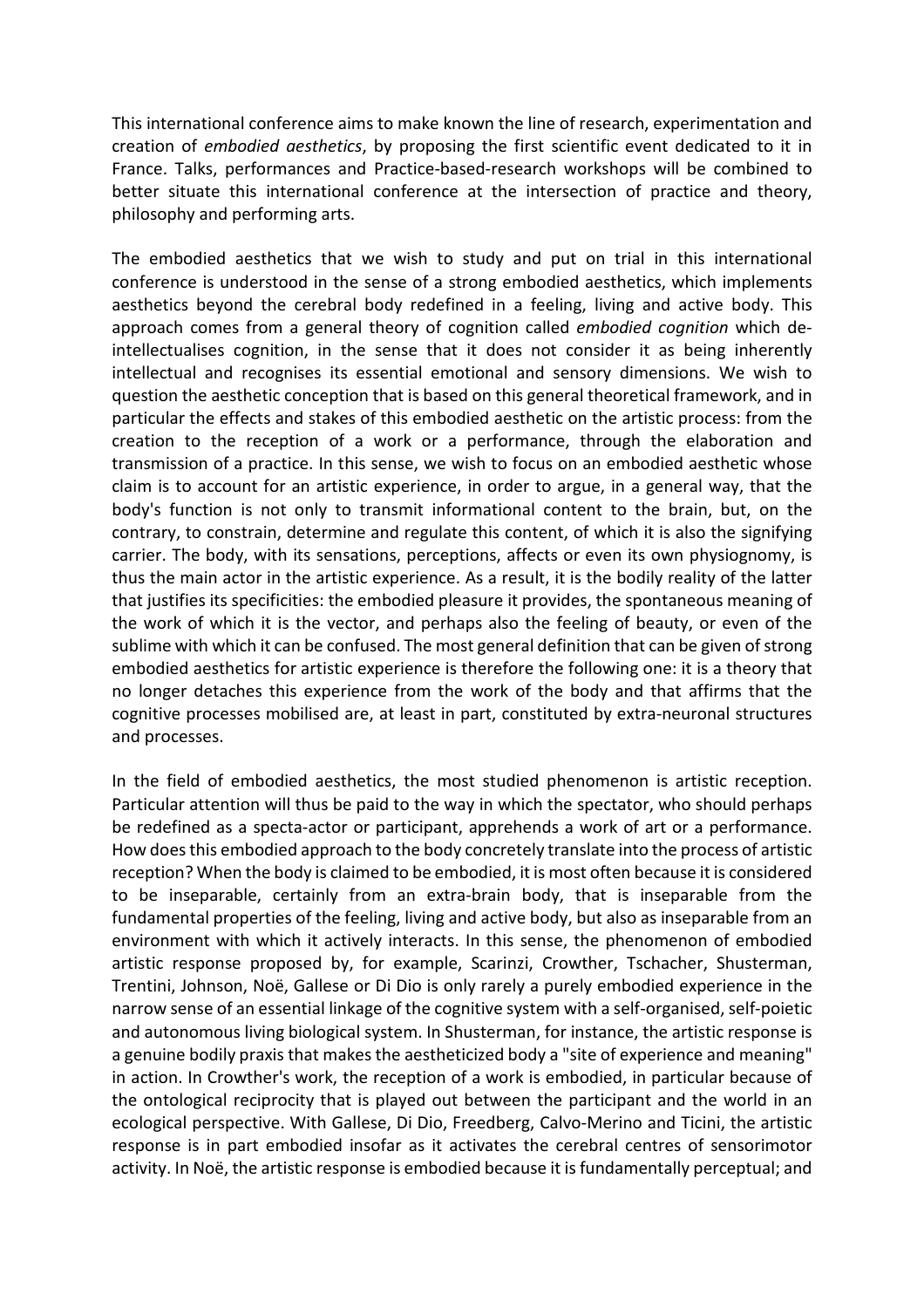This international conference aims to make known the line of research, experimentation and creation of *embodied aesthetics*, by proposing the first scientific event dedicated to it in France. Talks, performances and Practice-based-research workshops will be combined to better situate this international conference at the intersection of practice and theory, philosophy and performing arts.

The embodied aesthetics that we wish to study and put on trial in this international conference is understood in the sense of a strong embodied aesthetics, which implements aesthetics beyond the cerebral body redefined in a feeling, living and active body. This approach comes from a general theory of cognition called *embodied cognition* which de-intellectualises cognition, in the sense that it does not consider it as being inherently intellectual and recognises its essential emotional and sensory dimensions. We wish to question the aesthetic conception that is based on this general theoretical framework, and in particular the effects and stakes of this embodied aesthetic on the artistic process: from the creation to the reception of a work or a performance, through the elaboration and transmission of a practice. In this sense, we wish to focus on an embodied aesthetic whose claim is to account for an artistic experience, in order to argue, in a general way, that the body's function is not only to transmit informational content to the brain, but, on the contrary, to constrain, determine and regulate this content, of which it is also the signifying carrier. The body, with its sensations, perceptions, affects or even its own physiognomy, is thus the main actor in the artistic experience. As a result, it is the bodily reality of the latter that justifies its specificities: the embodied pleasure it provides, the spontaneous meaning of the work of which it is the vector, and perhaps also the feeling of beauty, or even of the sublime with which it can be confused. The most general definition that can be given of strong embodied aesthetics for artistic experience is therefore the following one: it is a theory that no longer detaches this experience from the work of the body and that affirms that the cognitive processes mobilised are, at least in part, constituted by extra-neuronal structures and processes.

In the field of embodied aesthetics, the most studied phenomenon is artistic reception. Particular attention will thus be paid to the way in which the spectator, who should perhaps be redefined as a specta-actor or participant, apprehends a work of art or a performance. How does this embodied approach to the body concretely translate into the process of artistic reception? When the body is claimed to be embodied, it is most often because it is considered to be inseparable, certainly from an extra-brain body, that is inseparable from the fundamental properties of the feeling, living and active body, but also as inseparable from an environment with which it actively interacts. In this sense, the phenomenon of embodied artistic response proposed by, for example, Scarinzi, Crowther, Tschacher, Shusterman, Trentini, Johnson, Noë, Gallese or Di Dio is only rarely a purely embodied experience in the narrow sense of an essential linkage of the cognitive system with a self-organised, self-poietic and autonomous living biological system. In Shusterman, for instance, the artistic response is a genuine bodily praxis that makes the aestheticized body a "site of experience and meaning" in action. In Crowther's work, the reception of a work is embodied, in particular because of the ontological reciprocity that is played out between the participant and the world in an ecological perspective. With Gallese, Di Dio, Freedberg, Calvo-Merino and Ticini, the artistic response is in part embodied insofar as it activates the cerebral centres of sensorimotor activity. In Noë, the artistic response is embodied because it is fundamentally perceptual; and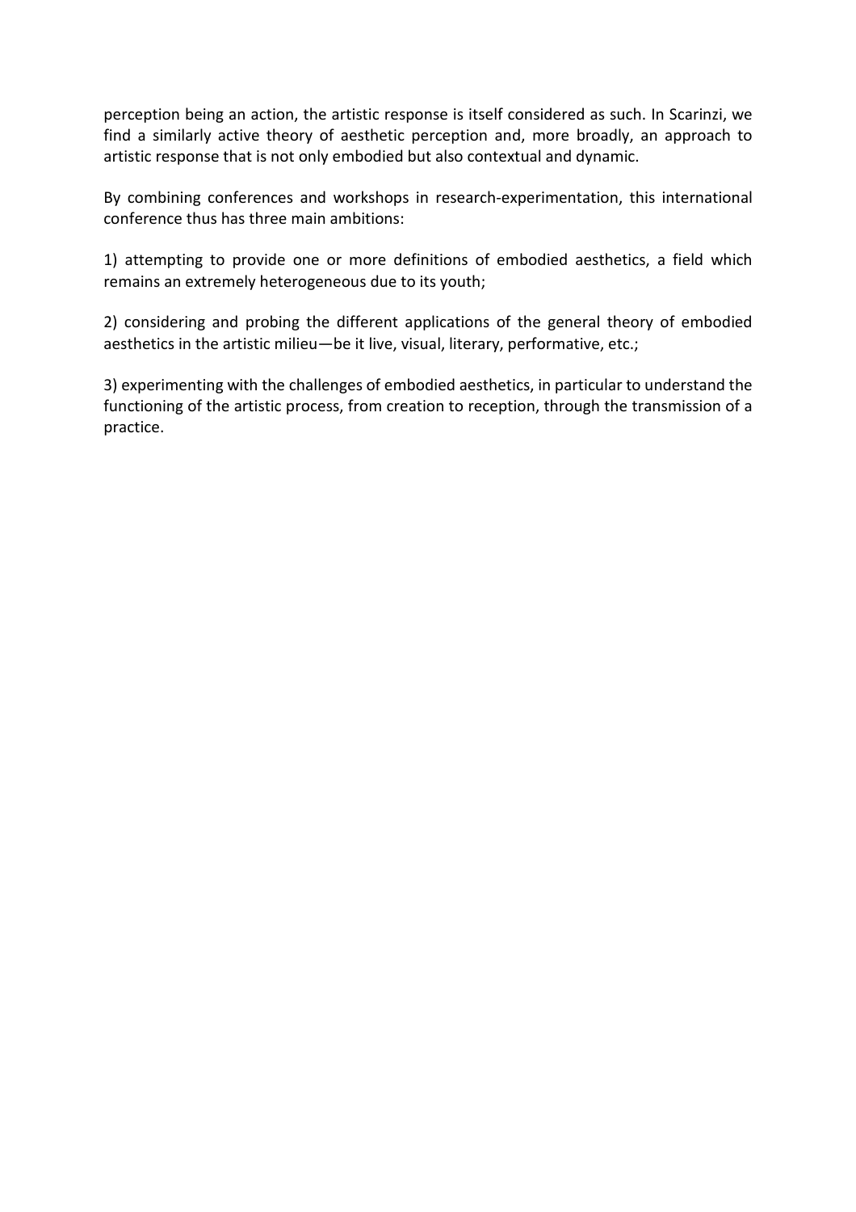perception being an action, the artistic response is itself considered as such. In Scarinzi, we find a similarly active theory of aesthetic perception and, more broadly, an approach to artistic response that is not only embodied but also contextual and dynamic.

By combining conferences and workshops in research-experimentation, this international conference thus has three main ambitions:

1) attempting to provide one or more definitions of embodied aesthetics, a field which remains an extremely heterogeneous due to its youth;

2) considering and probing the different applications of the general theory of embodied aesthetics in the artistic milieu—be it live, visual, literary, performative, etc.;

3) experimenting with the challenges of embodied aesthetics, in particular to understand the functioning of the artistic process, from creation to reception, through the transmission of a practice.